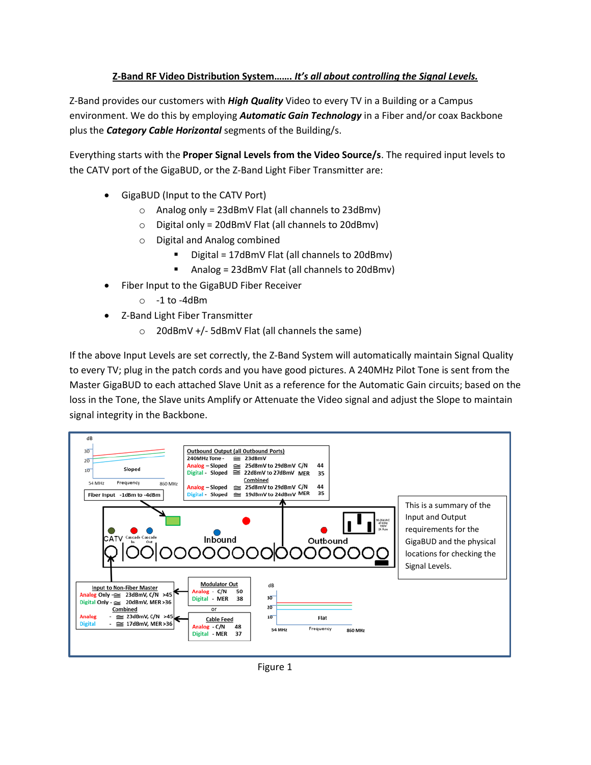**Z-Band RF Video Distribution System……. *It's all about controlling the Signal Levels.***

Z-Band provides our customers with ***High Quality*** Video to every TV in a Building or a Campus environment. We do this by employing ***Automatic Gain Technology*** in a Fiber and/or coax Backbone plus the ***Category Cable Horizontal*** segments of the Building/s.

Everything starts with the **Proper Signal Levels from the Video Source/s**. The required input levels to the CATV port of the GigaBUD, or the Z-Band Light Fiber Transmitter are:

- GigaBUD (Input to the CATV Port)
  - Analog only = 23dBmV Flat (all channels to 23dBmv)
  - Digital only = 20dBmV Flat (all channels to 20dBmv)
  - Digital and Analog combined
    - Digital = 17dBmV Flat (all channels to 20dBmv)
    - Analog = 23dBmV Flat (all channels to 20dBmv)
- Fiber Input to the GigaBUD Fiber Receiver
  - -1 to -4dBm
- Z-Band Light Fiber Transmitter
  - 20dBmV +/- 5dBmV Flat (all channels the same)

If the above Input Levels are set correctly, the Z-Band System will automatically maintain Signal Quality to every TV; plug in the patch cords and you have good pictures. A 240MHz Pilot Tone is sent from the Master GigaBUD to each attached Slave Unit as a reference for the Automatic Gain circuits; based on the loss in the Tone, the Slave units Amplify or Attenuate the Video signal and adjust the Slope to maintain signal integrity in the Backbone.

Figure 1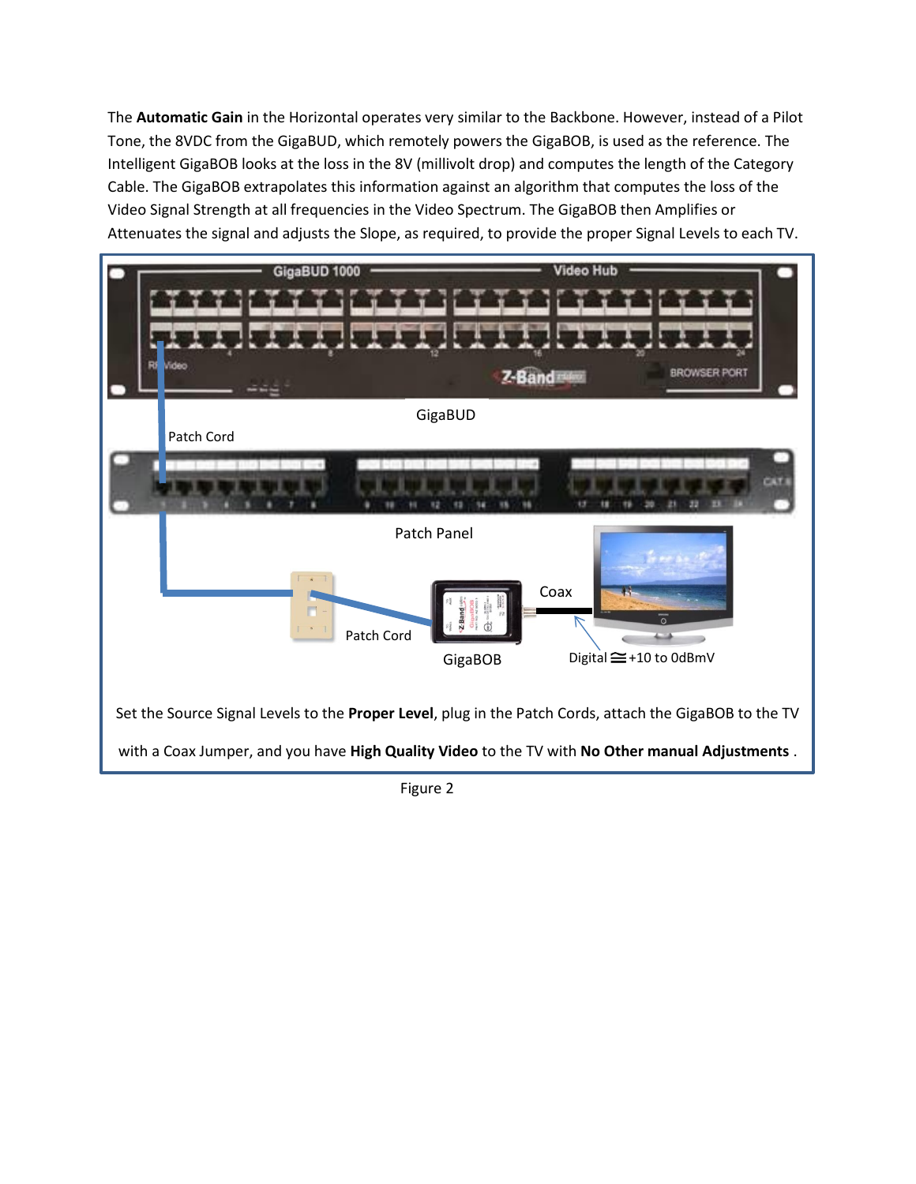The **Automatic Gain** in the Horizontal operates very similar to the Backbone. However, instead of a Pilot Tone, the 8VDC from the GigaBUD, which remotely powers the GigaBOB, is used as the reference. The Intelligent GigaBOB looks at the loss in the 8V (millivolt drop) and computes the length of the Category Cable. The GigaBOB extrapolates this information against an algorithm that computes the loss of the Video Signal Strength at all frequencies in the Video Spectrum. The GigaBOB then Amplifies or Attenuates the signal and adjusts the Slope, as required, to provide the proper Signal Levels to each TV.

GigaBUD

Patch Cord

Patch Panel

Coax

Patch Cord

GigaBOB

Digital ≅ +10 to 0dBmV

Set the Source Signal Levels to the **Proper Level**, plug in the Patch Cords, attach the GigaBOB to the TV with a Coax Jumper, and you have **High Quality Video** to the TV with **No Other manual Adjustments** .

Figure 2